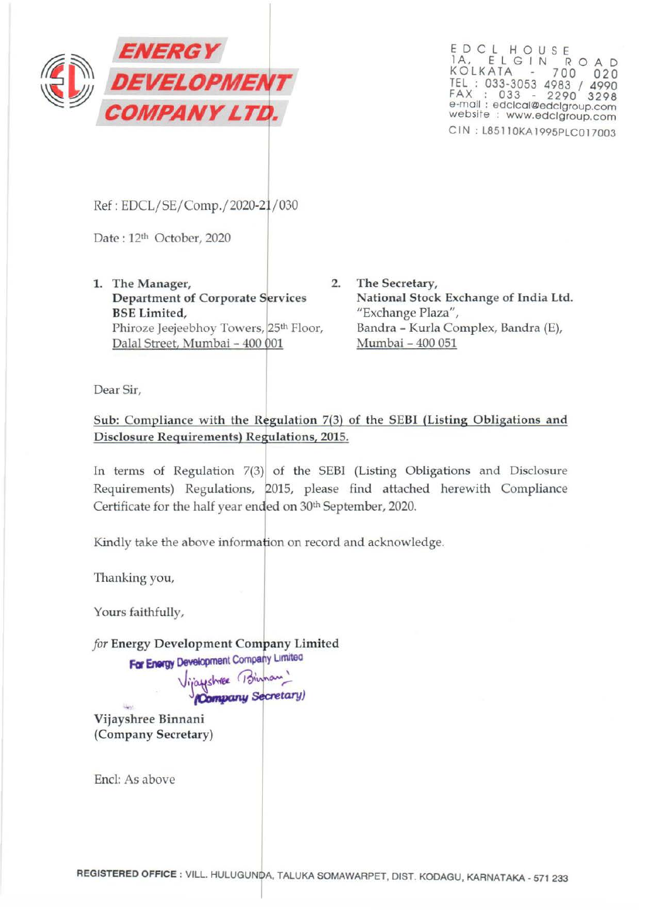**ENERGY DEVELOPMENT COMPANY LTD.**

EDCL HOUSE
1A, ELGIN ROAD
KOLKATA - 700 020
TEL : 033-3053 4983 / 4990
FAX : 033 - 2290 3298
e-mail : edclcal@edclgroup.com
website : www.edclgroup.com
CIN : L85110KA1995PLC017003

Ref : EDCL/SE/Comp./2020-21/030

Date : 12th October, 2020

1. The Manager,
   **Department of Corporate Services**
   **BSE Limited,**
   Phiroze Jeejeebhoy Towers, 25th Floor,
   Dalal Street, Mumbai – 400 001

2. **The Secretary,**
   **National Stock Exchange of India Ltd.**
   "Exchange Plaza",
   Bandra – Kurla Complex, Bandra (E),
   Mumbai – 400 051

Dear Sir,

**Sub: Compliance with the Regulation 7(3) of the SEBI (Listing Obligations and Disclosure Requirements) Regulations, 2015.**

In terms of Regulation 7(3) of the SEBI (Listing Obligations and Disclosure Requirements) Regulations, 2015, please find attached herewith Compliance Certificate for the half year ended on 30th September, 2020.

Kindly take the above information on record and acknowledge.

Thanking you,

Yours faithfully,

*for* **Energy Development Company Limited**

For Energy Development Company Limited
Vijayshree Binnani
(Company Secretary)

**Vijayshree Binnani**
**(Company Secretary)**

Encl: As above

REGISTERED OFFICE : VILL. HULUGUNDA, TALUKA SOMAWARPET, DIST. KODAGU, KARNATAKA - 571 233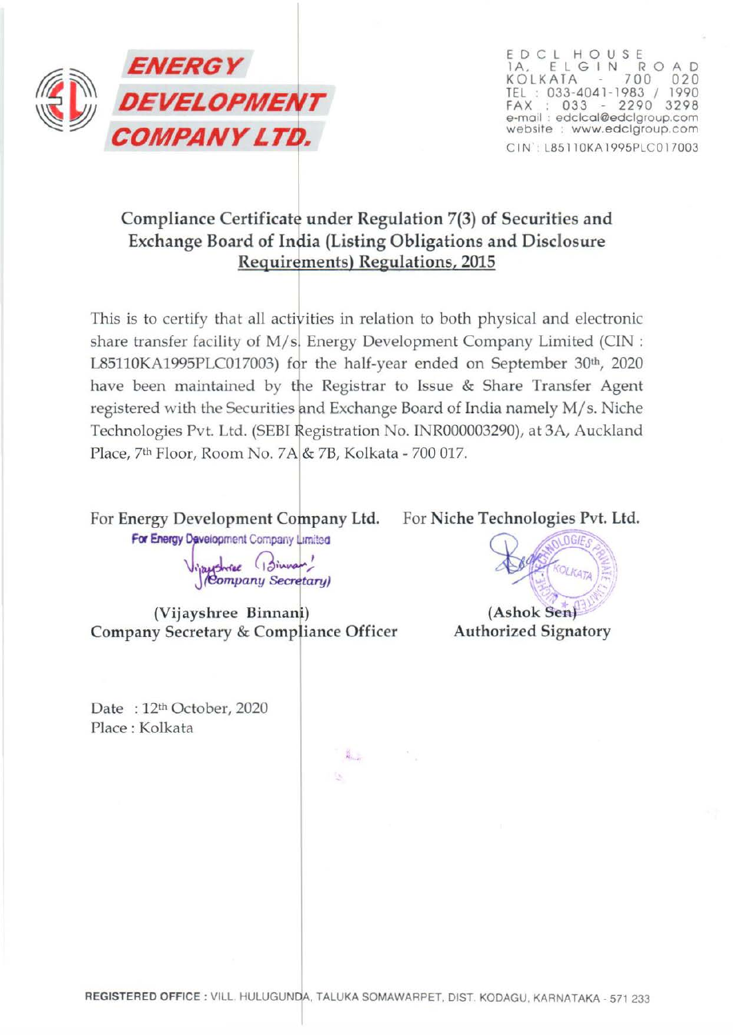**ENERGY DEVELOPMENT COMPANY LTD.**

EDCL HOUSE
1A, ELGIN ROAD
KOLKATA - 700 020
TEL : 033-4041-1983 / 1990
FAX : 033 - 2290 3298
e-mail : edclcal@edclgroup.com
website : www.edclgroup.com
CIN : L85110KA1995PLC017003

## Compliance Certificate under Regulation 7(3) of Securities and Exchange Board of India (Listing Obligations and Disclosure Requirements) Regulations, 2015

This is to certify that all activities in relation to both physical and electronic share transfer facility of M/s. Energy Development Company Limited (CIN : L85110KA1995PLC017003) for the half-year ended on September 30th, 2020 have been maintained by the Registrar to Issue & Share Transfer Agent registered with the Securities and Exchange Board of India namely M/s. Niche Technologies Pvt. Ltd. (SEBI Registration No. INR000003290), at 3A, Auckland Place, 7th Floor, Room No. 7A & 7B, Kolkata - 700 017.

For **Energy Development Company Ltd.**
For Energy Development Company Limited
(Company Secretary)

(Vijayshree Binnani)
Company Secretary & Compliance Officer

For **Niche Technologies Pvt. Ltd.**

(Ashok Sen)
Authorized Signatory

Date : 12th October, 2020
Place : Kolkata

REGISTERED OFFICE : VILL. HULUGUNDA, TALUKA SOMAWARPET, DIST. KODAGU, KARNATAKA - 571 233